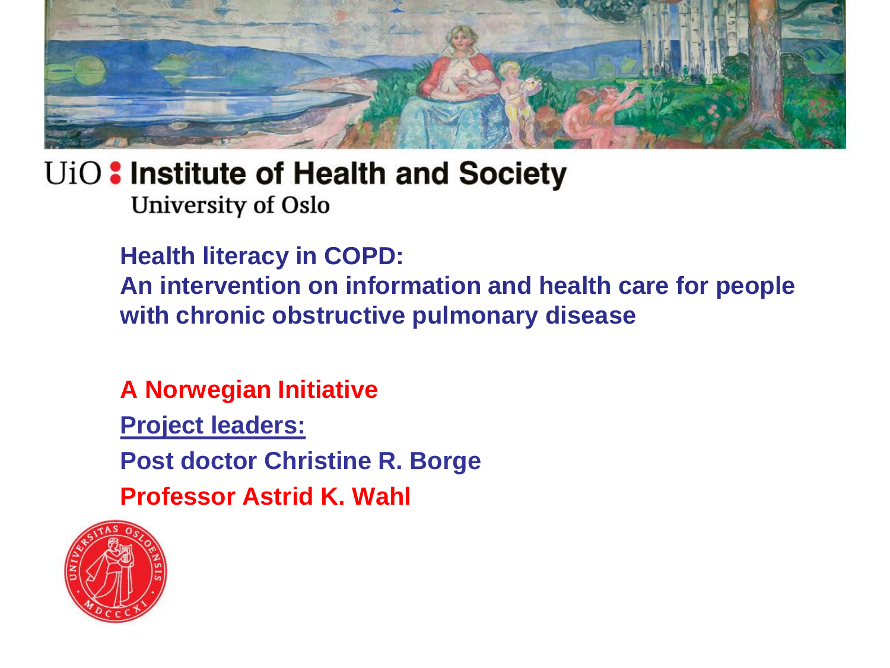UiO : Institute of Health and Society

University of Oslo

# Health literacy in COPD: An intervention on information and health care for people with chronic obstructive pulmonary disease

**A Norwegian Initiative**

**Project leaders:**

**Post doctor Christine R. Borge**

**Professor Astrid K. Wahl**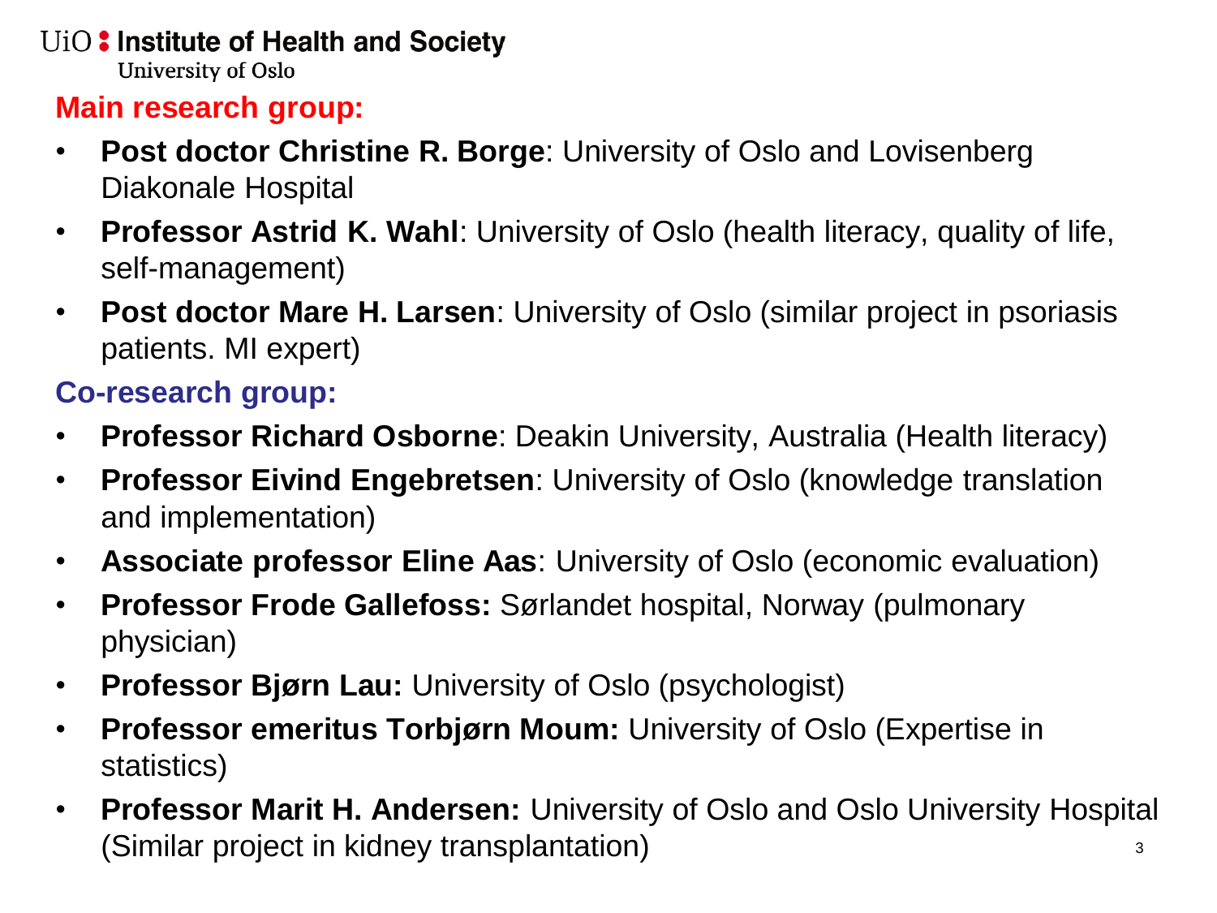## Main research group:

- **Post doctor Christine R. Borge**: University of Oslo and Lovisenberg Diakonale Hospital
- **Professor Astrid K. Wahl**: University of Oslo (health literacy, quality of life, self-management)
- **Post doctor Mare H. Larsen**: University of Oslo (similar project in psoriasis patients. MI expert)

## Co-research group:

- **Professor Richard Osborne**: Deakin University, Australia (Health literacy)
- **Professor Eivind Engebretsen**: University of Oslo (knowledge translation and implementation)
- **Associate professor Eline Aas**: University of Oslo (economic evaluation)
- **Professor Frode Gallefoss:** Sørlandet hospital, Norway (pulmonary physician)
- **Professor Bjørn Lau:** University of Oslo (psychologist)
- **Professor emeritus Torbjørn Moum:** University of Oslo (Expertise in statistics)
- **Professor Marit H. Andersen:** University of Oslo and Oslo University Hospital (Similar project in kidney transplantation)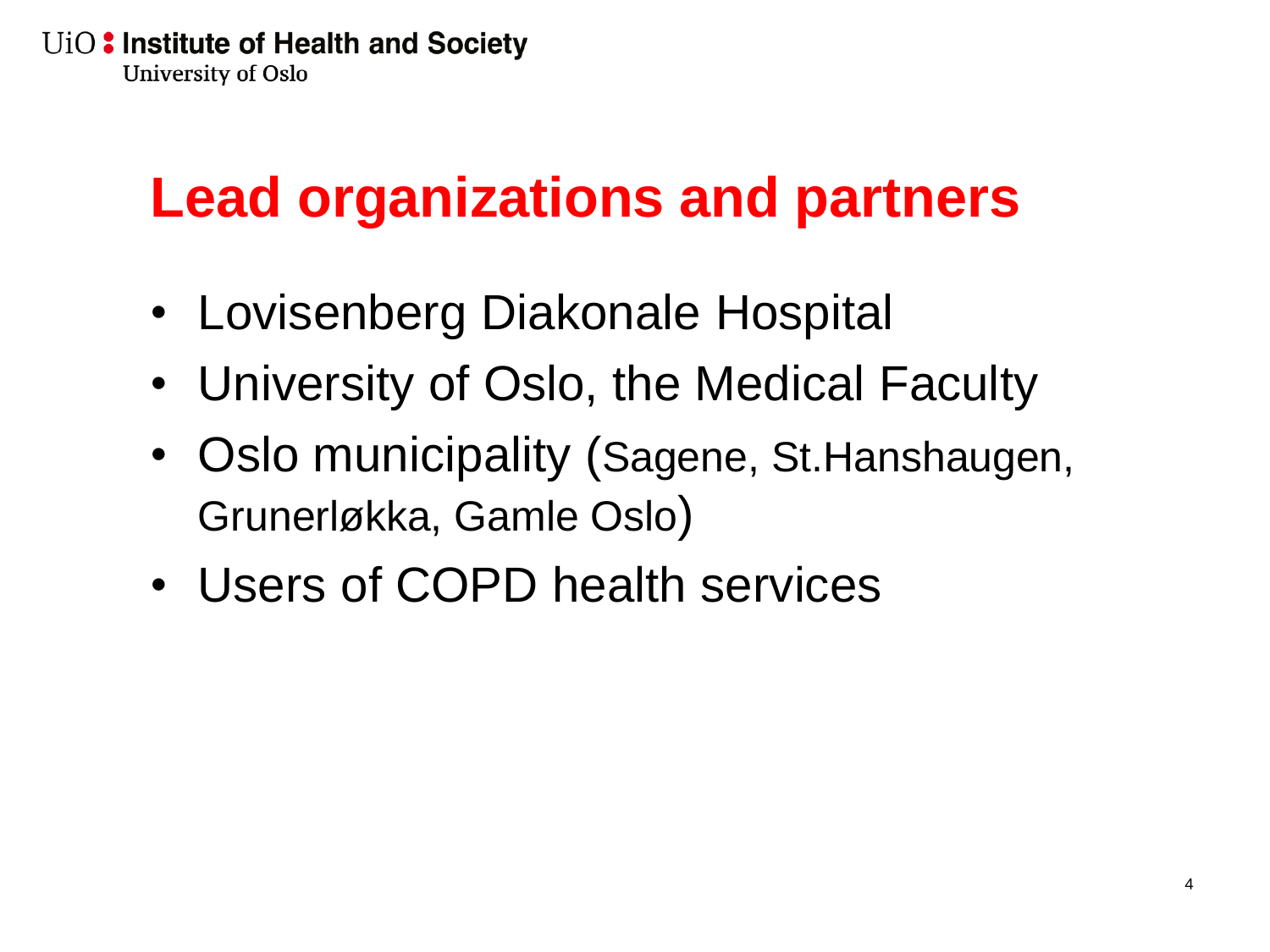# Lead organizations and partners

- Lovisenberg Diakonale Hospital
- University of Oslo, the Medical Faculty
- Oslo municipality (Sagene, St.Hanshaugen, Grunerløkka, Gamle Oslo)
- Users of COPD health services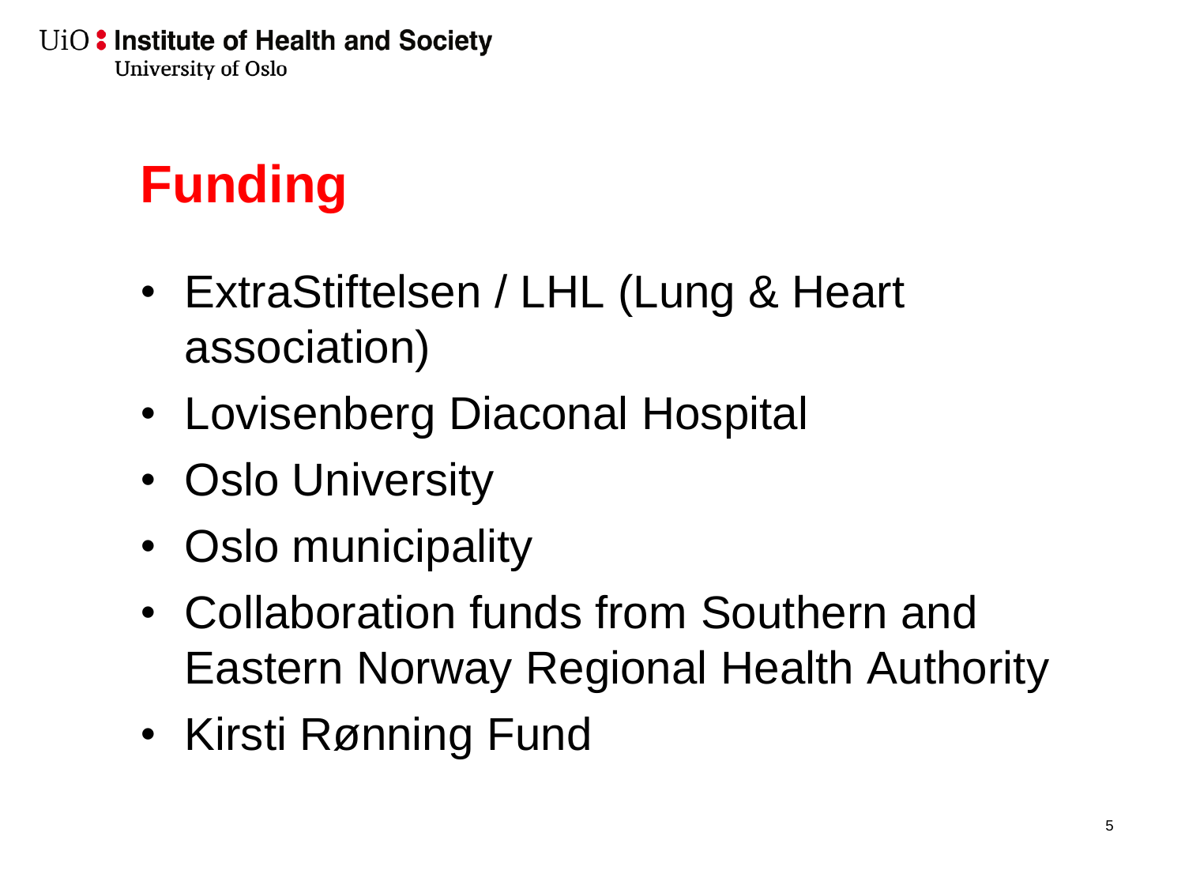# Funding

- ExtraStiftelsen / LHL (Lung & Heart association)
- Lovisenberg Diaconal Hospital
- Oslo University
- Oslo municipality
- Collaboration funds from Southern and Eastern Norway Regional Health Authority
- Kirsti Rønning Fund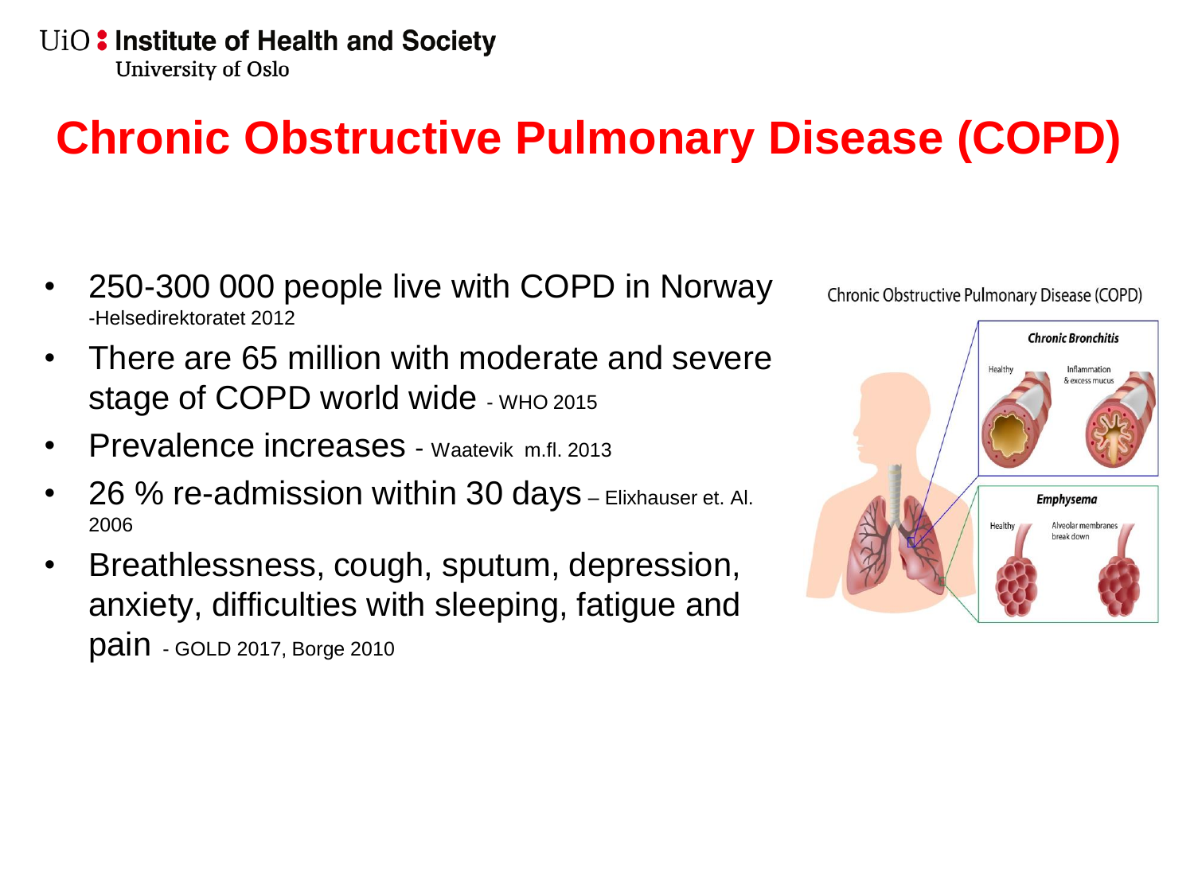# Chronic Obstructive Pulmonary Disease (COPD)

- 250-300 000 people live with COPD in Norway -Helsedirektoratet 2012
- There are 65 million with moderate and severe stage of COPD world wide - WHO 2015
- Prevalence increases - Waatevik m.fl. 2013
- 26 % re-admission within 30 days – Elixhauser et. Al. 2006
- Breathlessness, cough, sputum, depression, anxiety, difficulties with sleeping, fatigue and pain - GOLD 2017, Borge 2010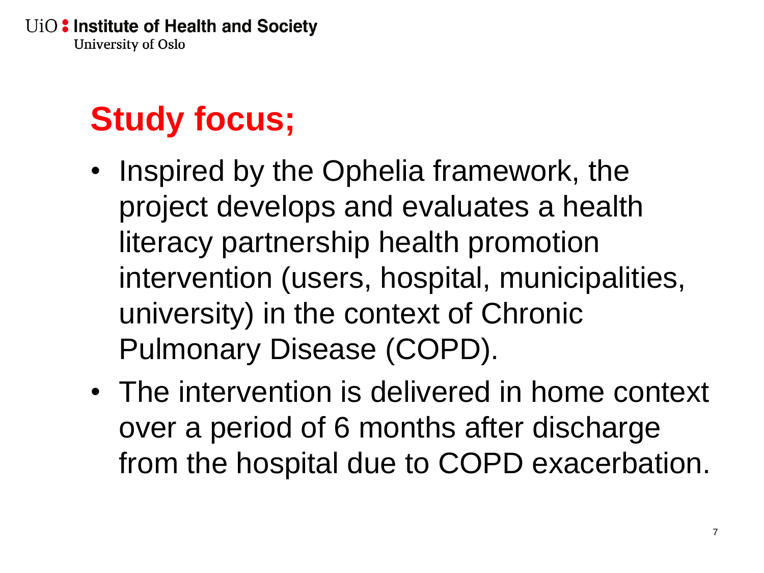# Study focus;

- Inspired by the Ophelia framework, the project develops and evaluates a health literacy partnership health promotion intervention (users, hospital, municipalities, university) in the context of Chronic Pulmonary Disease (COPD).
- The intervention is delivered in home context over a period of 6 months after discharge from the hospital due to COPD exacerbation.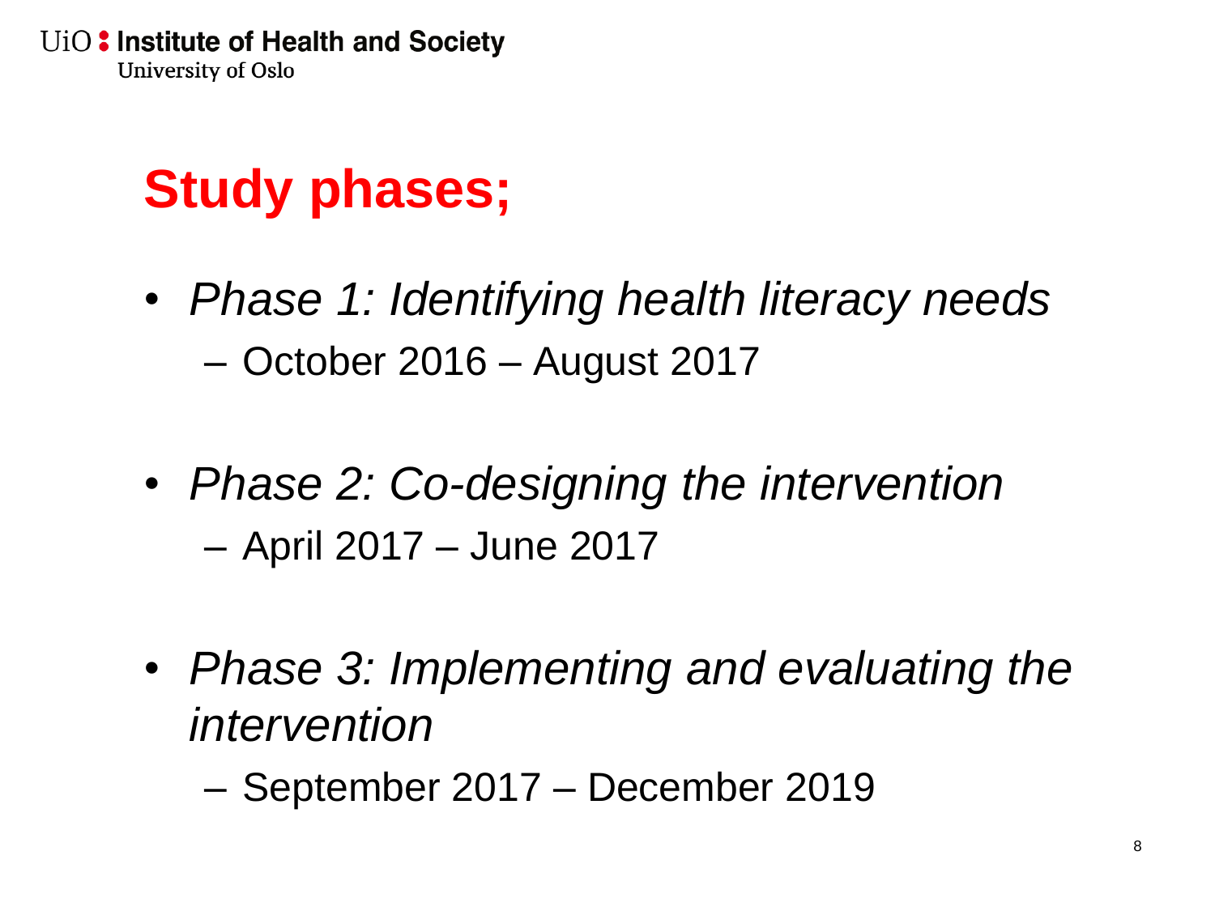# Study phases;

- *Phase 1: Identifying health literacy needs*
  - October 2016 – August 2017

- *Phase 2: Co-designing the intervention*
  - April 2017 – June 2017

- *Phase 3: Implementing and evaluating the intervention*
  - September 2017 – December 2019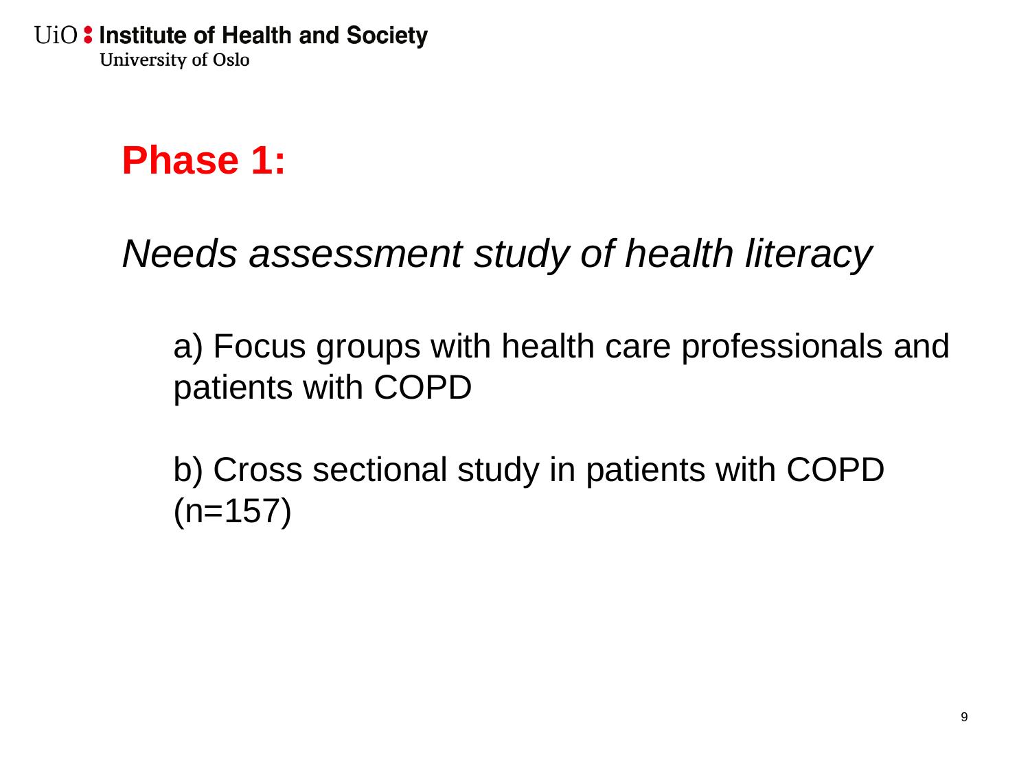# Phase 1:

*Needs assessment study of health literacy*

a) Focus groups with health care professionals and patients with COPD

b) Cross sectional study in patients with COPD (n=157)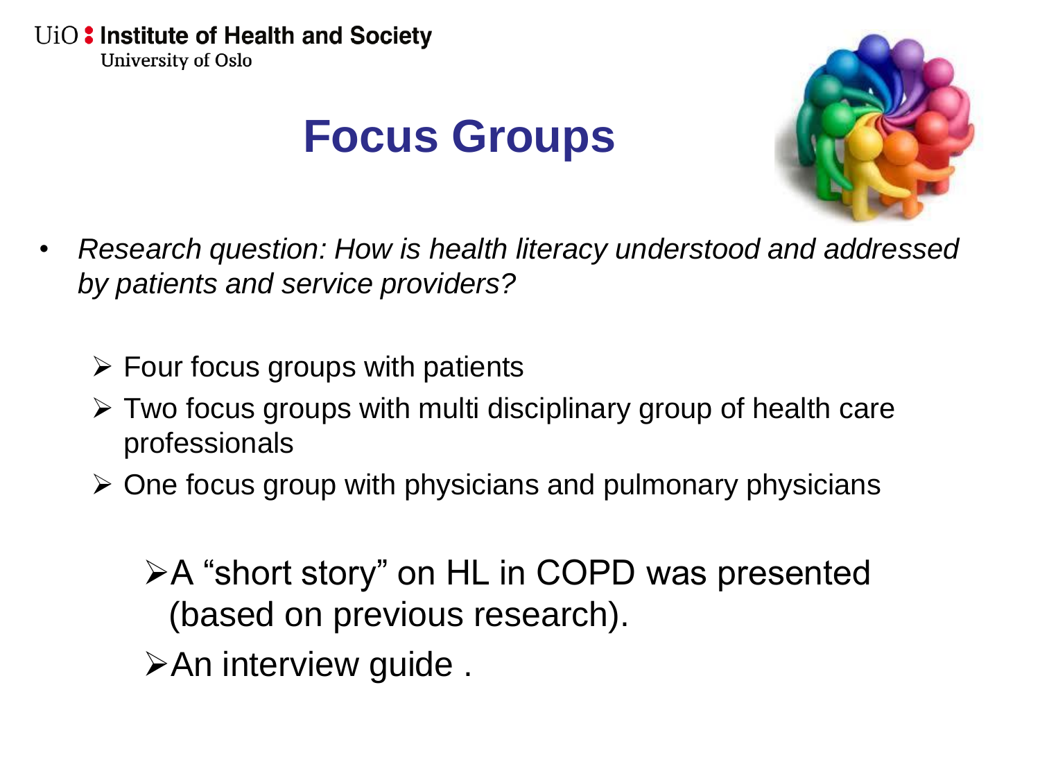# Focus Groups

- *Research question: How is health literacy understood and addressed by patients and service providers?*
  - Four focus groups with patients
  - Two focus groups with multi disciplinary group of health care professionals
  - One focus group with physicians and pulmonary physicians
    - A “short story” on HL in COPD was presented (based on previous research).
    - An interview guide .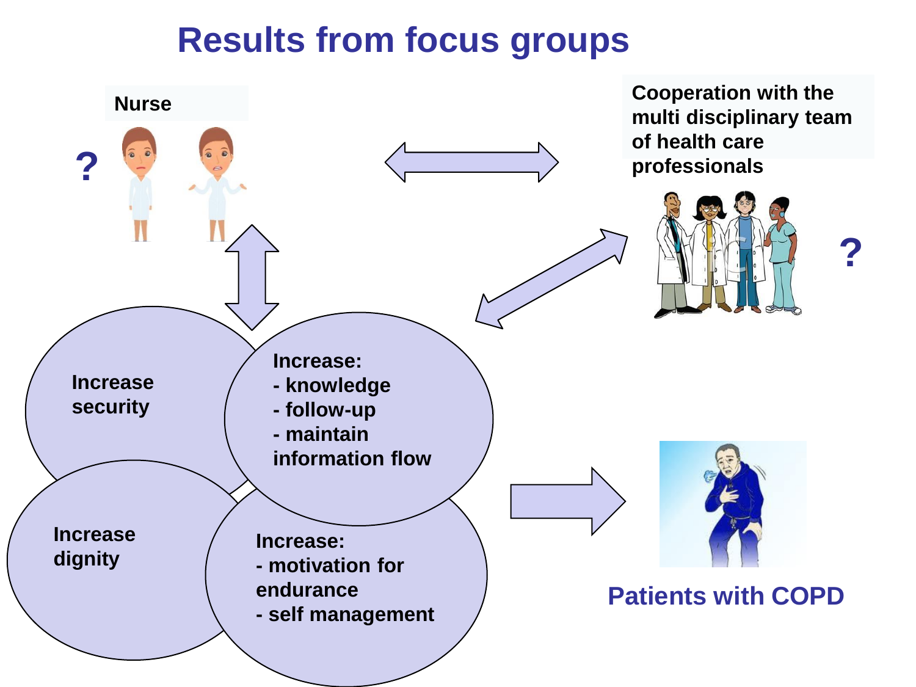# Results from focus groups

Nurse

?

Cooperation with the multi disciplinary team of health care professionals

?

Increase security

Increase:
- knowledge
- follow-up
- maintain information flow

Increase dignity

Increase:
- motivation for endurance
- self management

Patients with COPD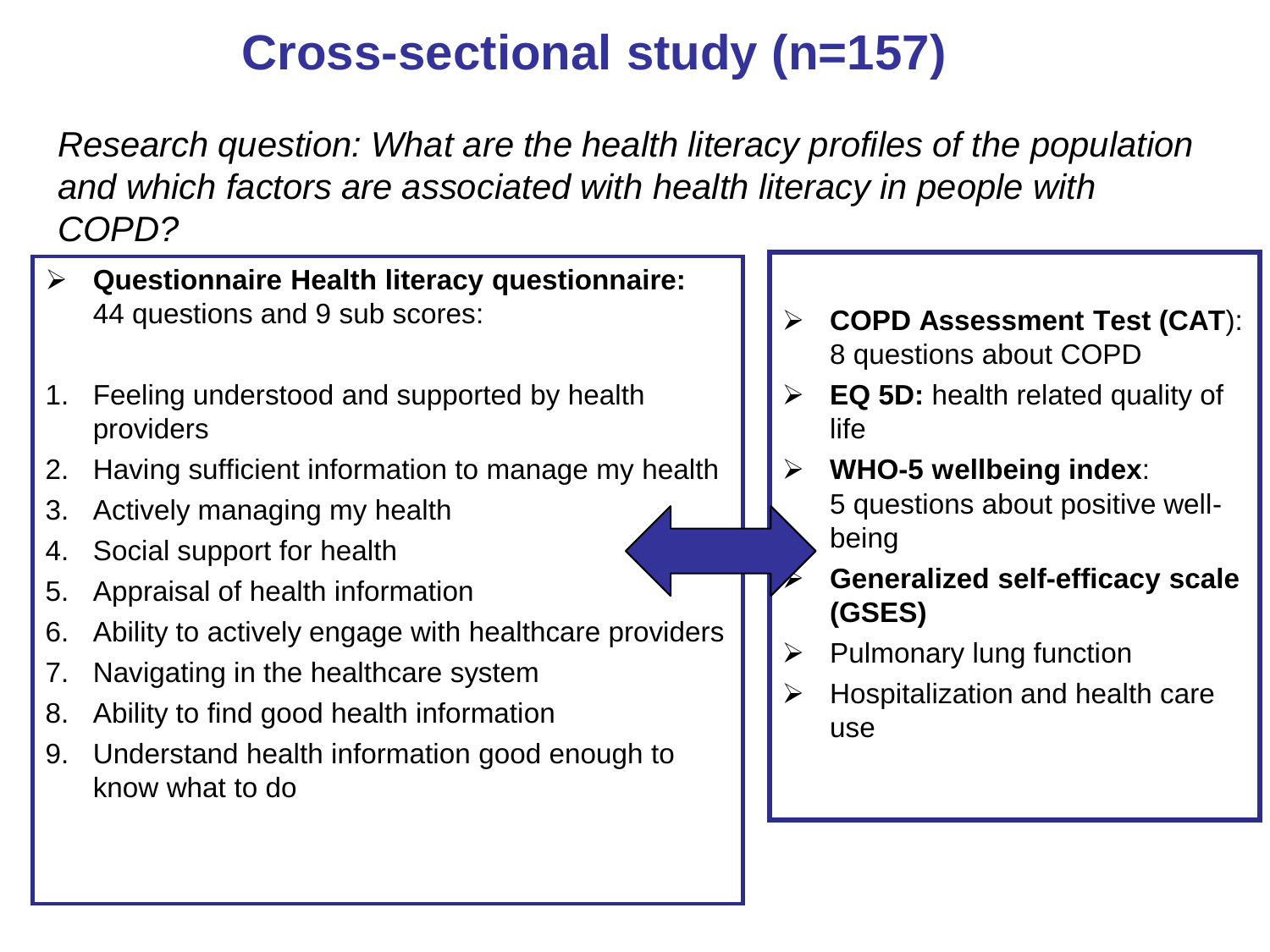# Cross-sectional study (n=157)

*Research question: What are the health literacy profiles of the population and which factors are associated with health literacy in people with COPD?*

- **Questionnaire Health literacy questionnaire:** 44 questions and 9 sub scores:

1. Feeling understood and supported by health providers
2. Having sufficient information to manage my health
3. Actively managing my health
4. Social support for health
5. Appraisal of health information
6. Ability to actively engage with healthcare providers
7. Navigating in the healthcare system
8. Ability to find good health information
9. Understand health information good enough to know what to do

- **COPD Assessment Test (CAT)**: 8 questions about COPD
- **EQ 5D:** health related quality of life
- **WHO-5 wellbeing index**: 5 questions about positive well-being
- **Generalized self-efficacy scale (GSES)**
- Pulmonary lung function
- Hospitalization and health care use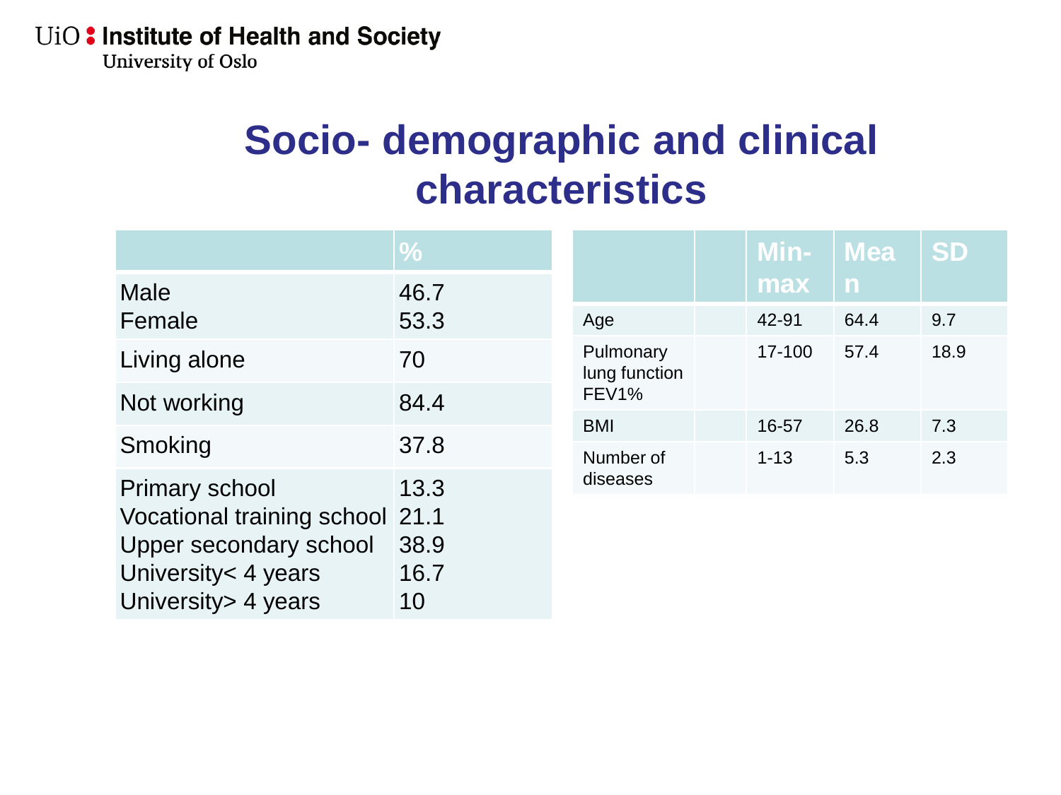# Socio- demographic and clinical characteristics

| | % |
|---|---|
| Male<br>Female | 46.7<br>53.3 |
| Living alone | 70 |
| Not working | 84.4 |
| Smoking | 37.8 |
| Primary school<br>Vocational training school<br>Upper secondary school<br>University< 4 years<br>University> 4 years | 13.3<br>21.1<br>38.9<br>16.7<br>10 |

| | | Min-max | Mean | SD |
|---|---|---|---|---|
| Age | | 42-91 | 64.4 | 9.7 |
| Pulmonary lung function FEV1% | | 17-100 | 57.4 | 18.9 |
| BMI | | 16-57 | 26.8 | 7.3 |
| Number of diseases | | 1-13 | 5.3 | 2.3 |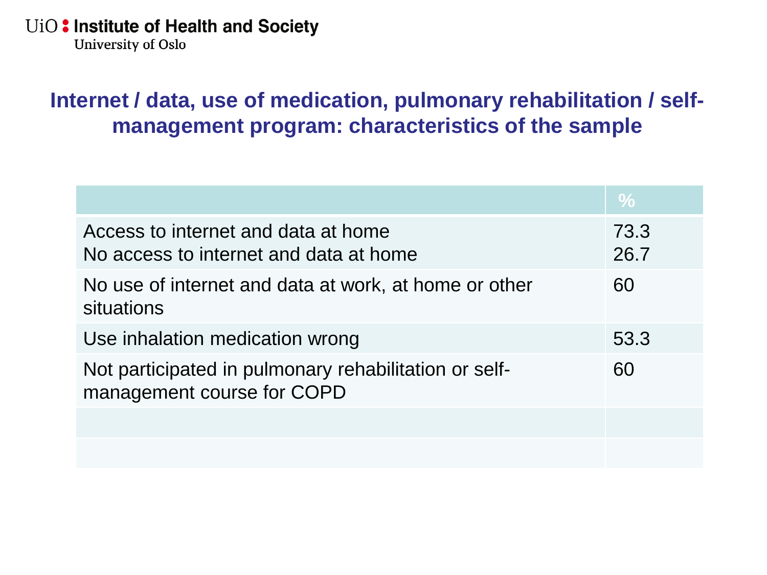## Internet / data, use of medication, pulmonary rehabilitation / self-management program: characteristics of the sample

| | % |
|---|---|
| Access to internet and data at home<br>No access to internet and data at home | 73.3<br>26.7 |
| No use of internet and data at work, at home or other situations | 60 |
| Use inhalation medication wrong | 53.3 |
| Not participated in pulmonary rehabilitation or self-management course for COPD | 60 |
| | |
| | |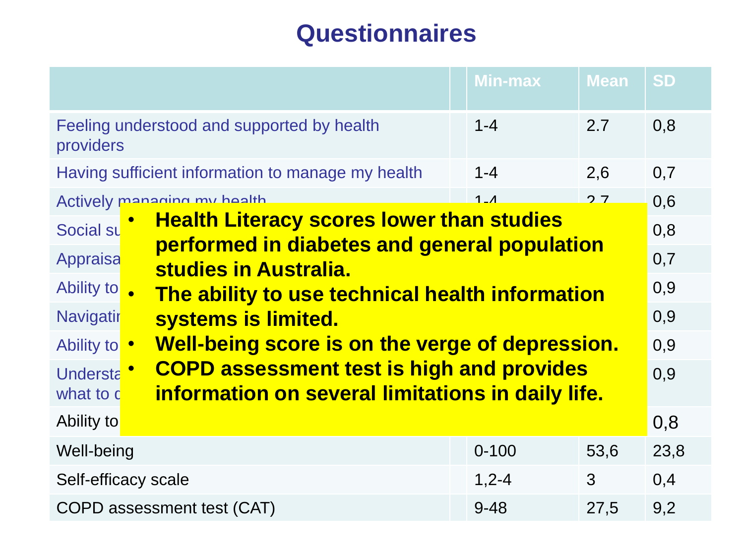# Questionnaires

| | Min-max | Mean | SD |
|---|---|---|---|
| Feeling understood and supported by health providers | 1-4 | 2.7 | 0,8 |
| Having sufficient information to manage my health | 1-4 | 2,6 | 0,7 |
| Actively managing my health | 1-4 | 2,7 | 0,6 |
| Social su | | | 0,8 |
| Appraisa | | | 0,7 |
| Ability to | | | 0,9 |
| Navigatin | | | 0,9 |
| Ability to | | | 0,9 |
| Understa what to c | | | 0,9 |
| Ability to | | | 0,8 |
| Well-being | 0-100 | 53,6 | 23,8 |
| Self-efficacy scale | 1,2-4 | 3 | 0,4 |
| COPD assessment test (CAT) | 9-48 | 27,5 | 9,2 |

- **Health Literacy scores lower than studies performed in diabetes and general population studies in Australia.**
- **The ability to use technical health information systems is limited.**
- **Well-being score is on the verge of depression.**
- **COPD assessment test is high and provides information on several limitations in daily life.**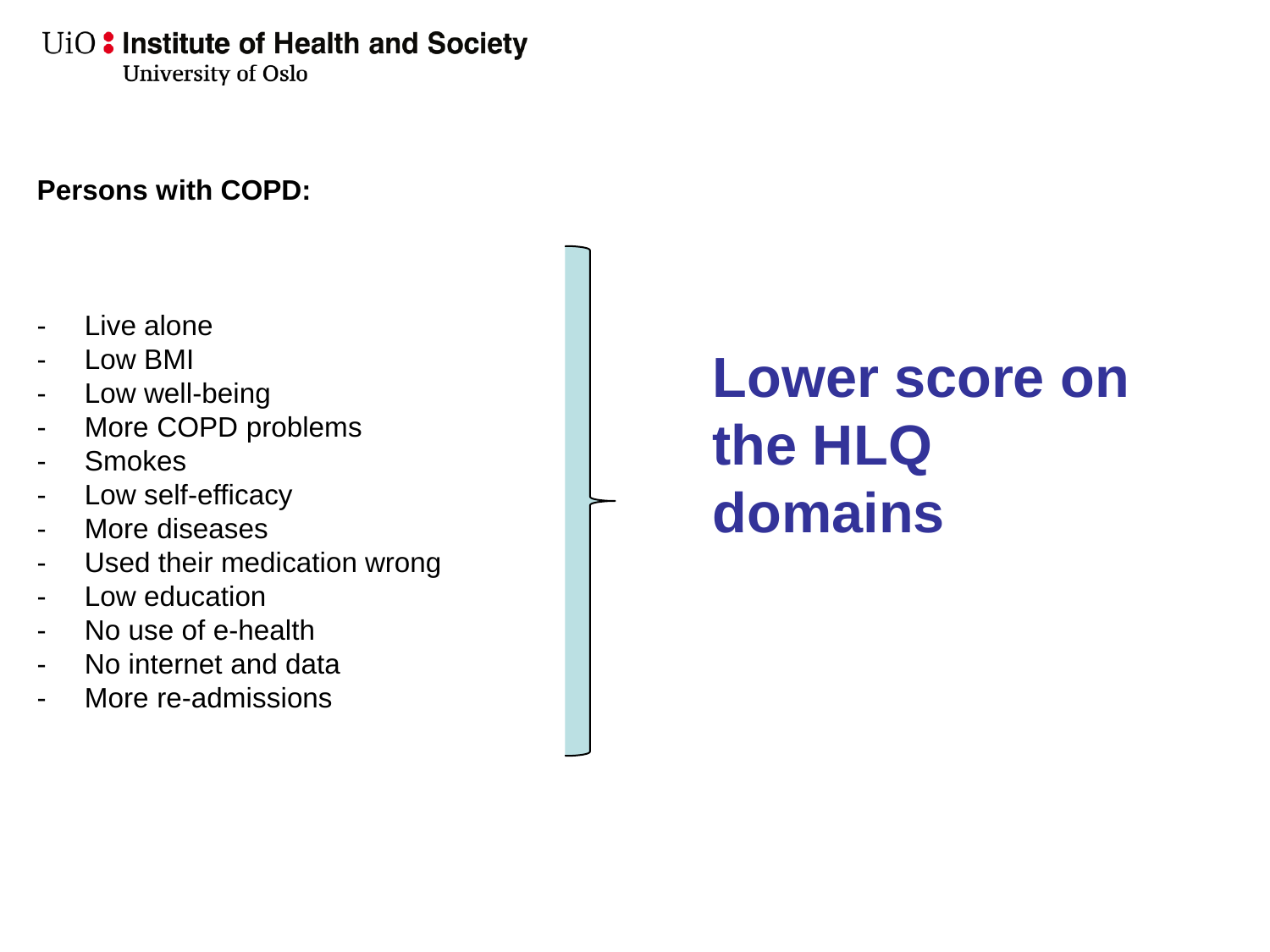**Persons with COPD:**

- Live alone
- Low BMI
- Low well-being
- More COPD problems
- Smokes
- Low self-efficacy
- More diseases
- Used their medication wrong
- Low education
- No use of e-health
- No internet and data
- More re-admissions

## Lower score on the HLQ domains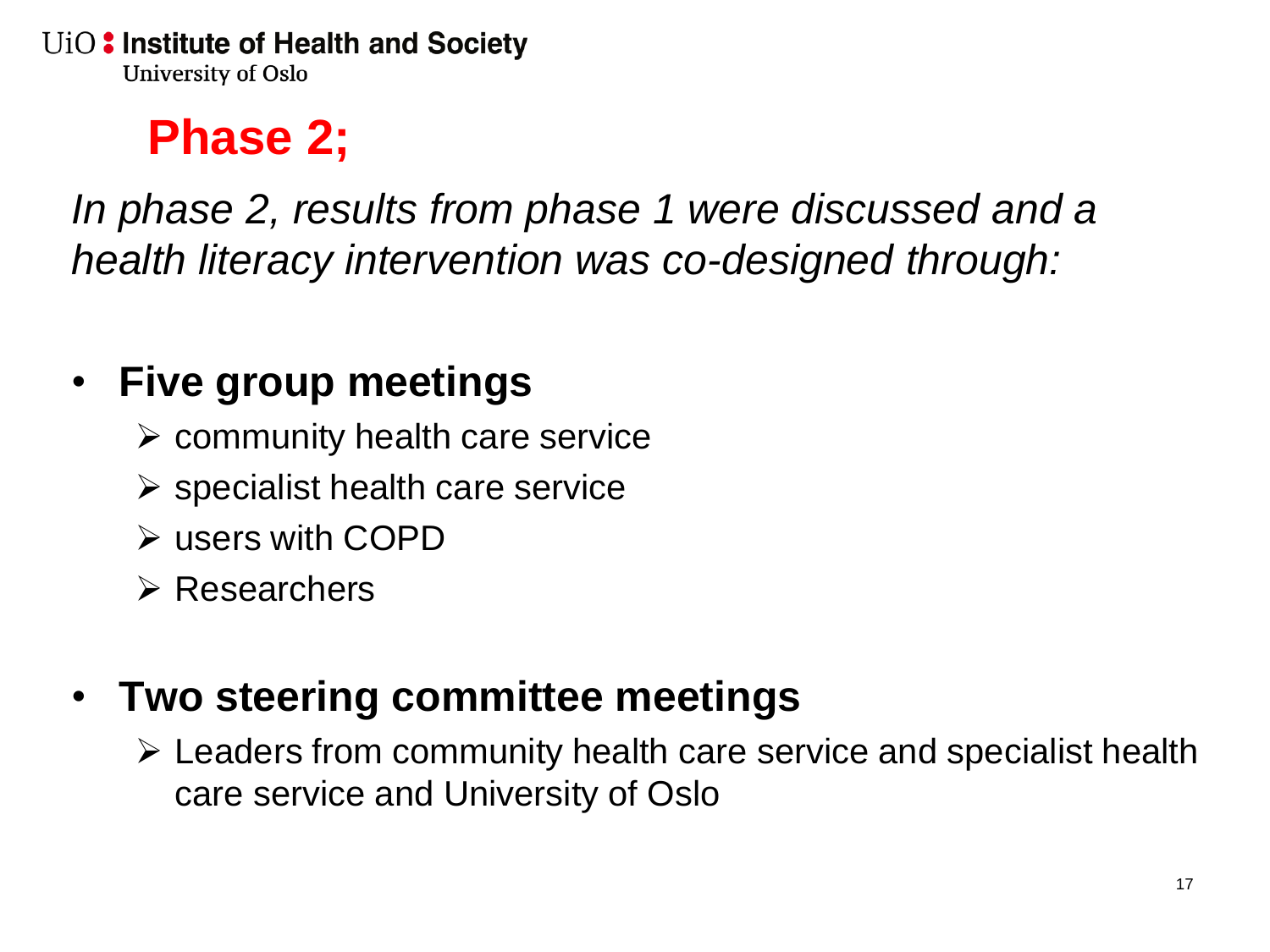# Phase 2;

*In phase 2, results from phase 1 were discussed and a health literacy intervention was co-designed through:*

- **Five group meetings**
  - community health care service
  - specialist health care service
  - users with COPD
  - Researchers

- **Two steering committee meetings**
  - Leaders from community health care service and specialist health care service and University of Oslo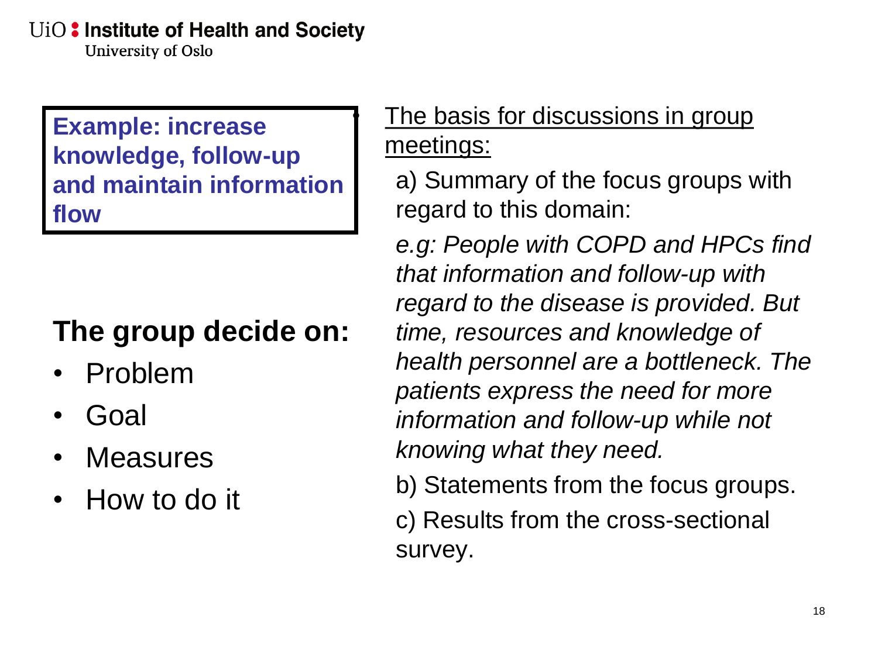**Example: increase knowledge, follow-up and maintain information flow**

## The group decide on:

- Problem
- Goal
- Measures
- How to do it

- The basis for discussions in group meetings:

  a) Summary of the focus groups with regard to this domain:

  *e.g: People with COPD and HPCs find that information and follow-up with regard to the disease is provided. But time, resources and knowledge of health personnel are a bottleneck. The patients express the need for more information and follow-up while not knowing what they need.*

  b) Statements from the focus groups.

  c) Results from the cross-sectional survey.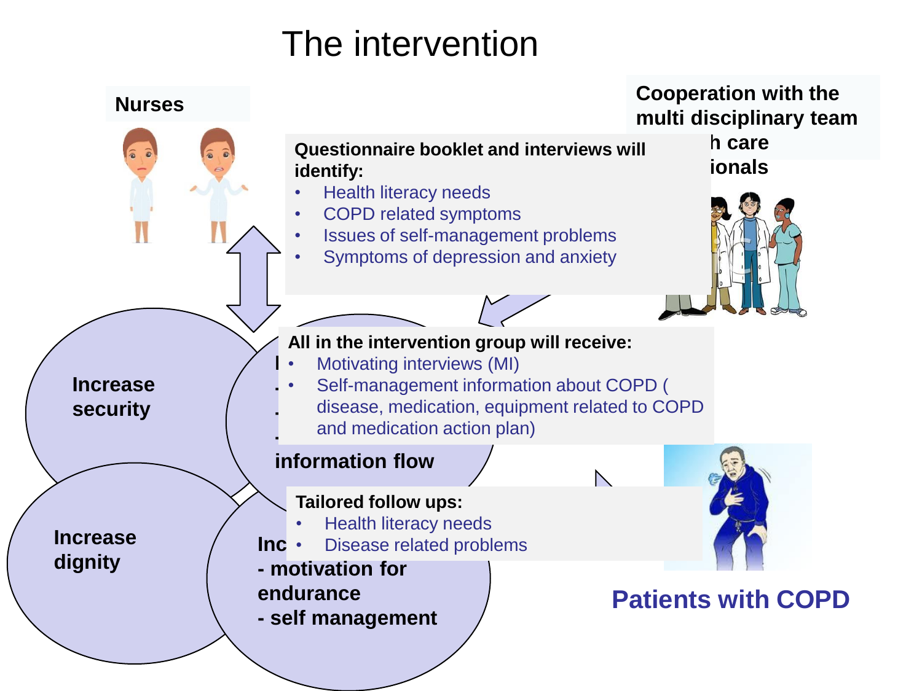# The intervention

**Nurses**

**Cooperation with the multi disciplinary team ...h care ...ionals**

**Questionnaire booklet and interviews will identify:**

- Health literacy needs
- COPD related symptoms
- Issues of self-management problems
- Symptoms of depression and anxiety

**All in the intervention group will receive:**

- Motivating interviews (MI)
- Self-management information about COPD ( disease, medication, equipment related to COPD and medication action plan)

**Tailored follow ups:**

- Health literacy needs
- Disease related problems

**Increase security**

**information flow**

**Increase dignity**

**Inc...**
**- motivation for endurance**
**- self management**

**Patients with COPD**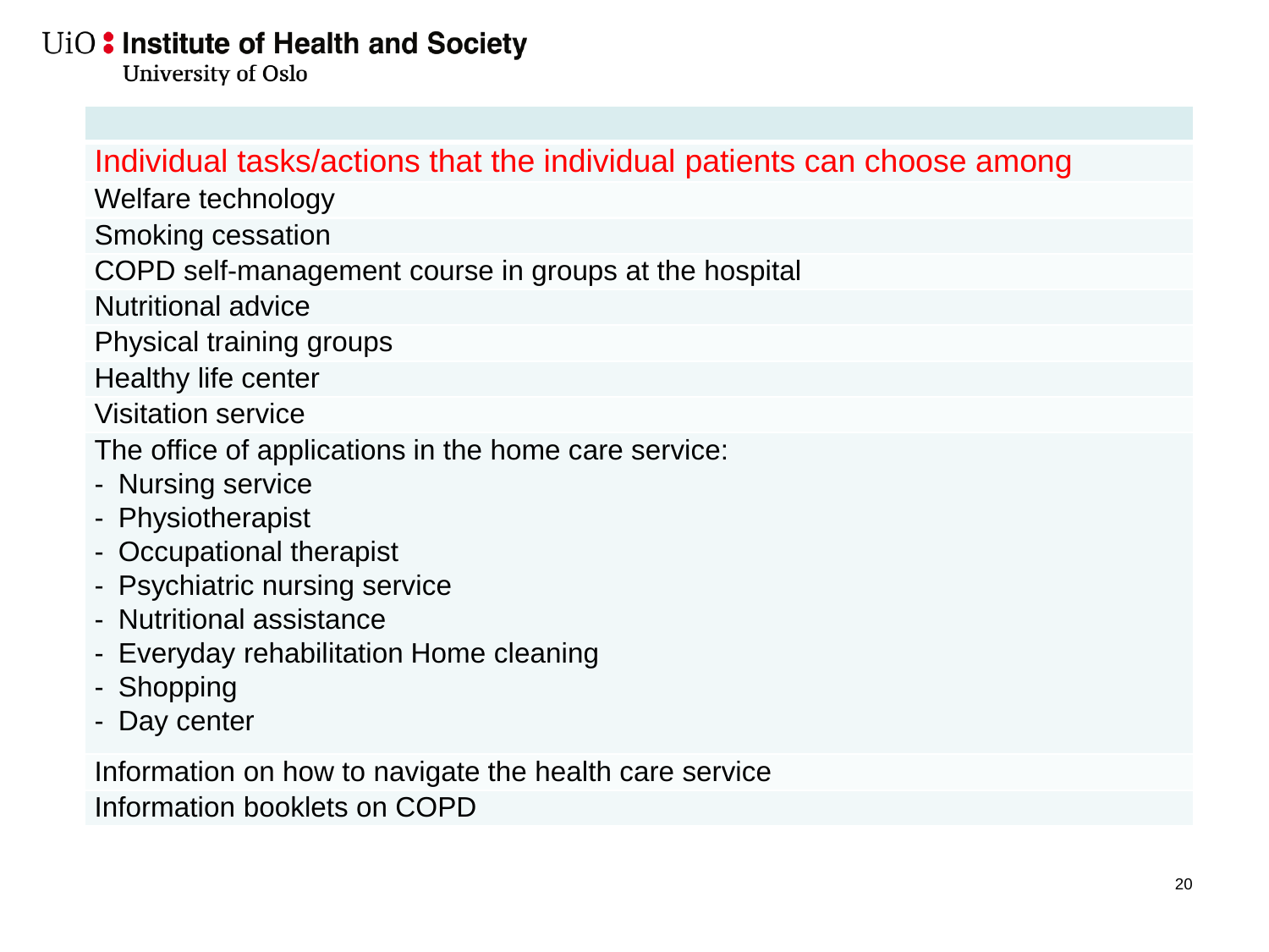| |
|---|
| Individual tasks/actions that the individual patients can choose among |
| Welfare technology |
| Smoking cessation |
| COPD self-management course in groups at the hospital |
| Nutritional advice |
| Physical training groups |
| Healthy life center |
| Visitation service |
| The office of applications in the home care service:<br>- Nursing service<br>- Physiotherapist<br>- Occupational therapist<br>- Psychiatric nursing service<br>- Nutritional assistance<br>- Everyday rehabilitation Home cleaning<br>- Shopping<br>- Day center |
| Information on how to navigate the health care service |
| Information booklets on COPD |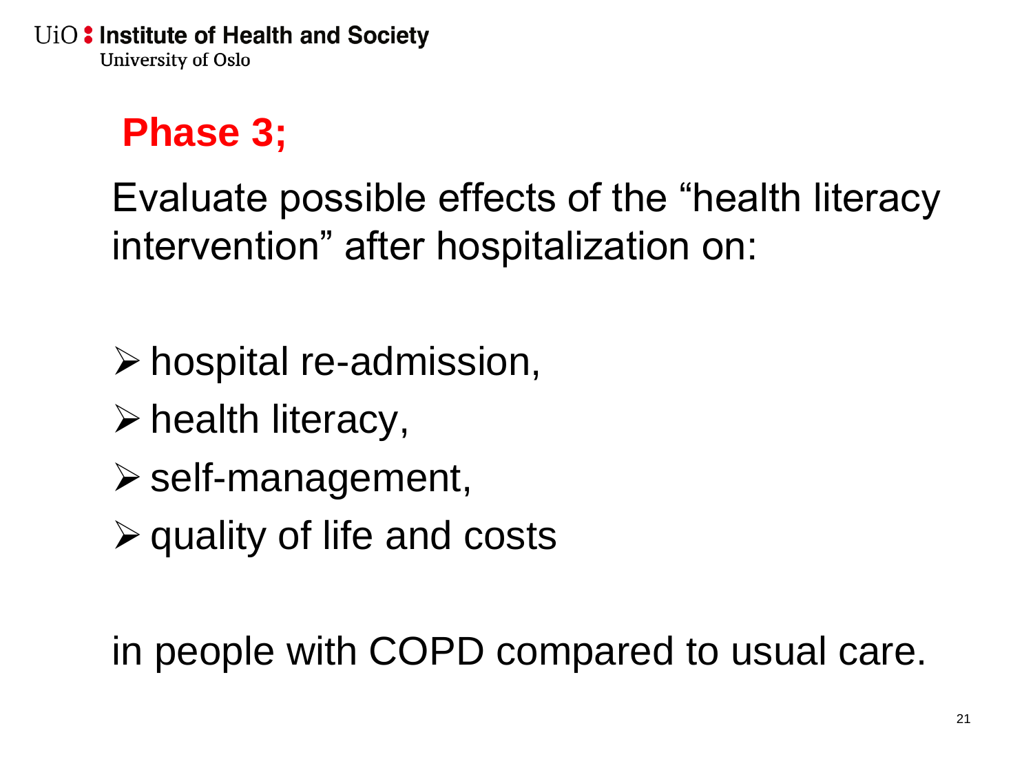## Phase 3;

Evaluate possible effects of the “health literacy intervention” after hospitalization on:

- hospital re-admission,
- health literacy,
- self-management,
- quality of life and costs

in people with COPD compared to usual care.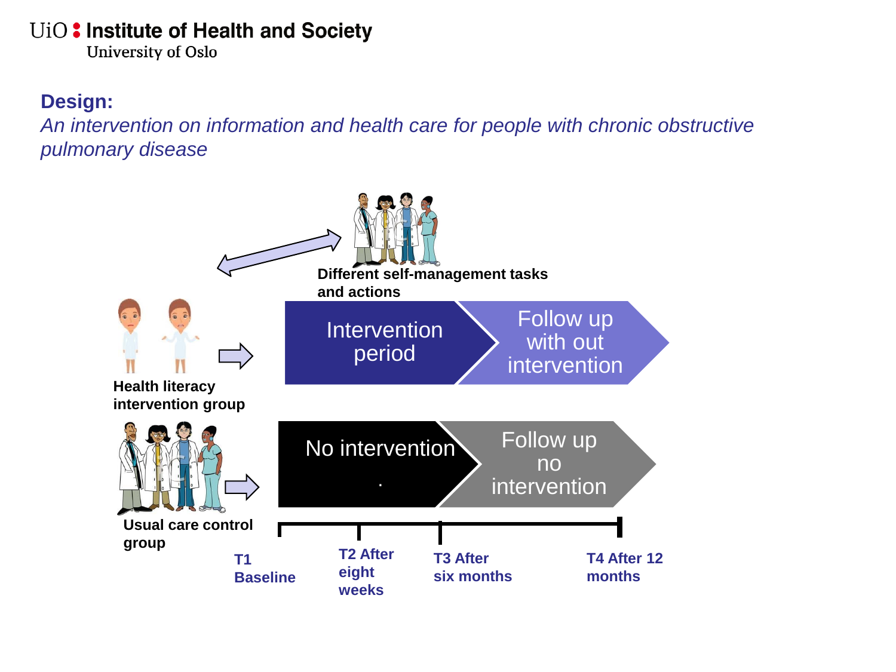## Design:

*An intervention on information and health care for people with chronic obstructive pulmonary disease*

Different self-management tasks and actions

Health literacy intervention group

Intervention period

Follow up with out intervention

Usual care control group

No intervention

.

Follow up no intervention

T1 Baseline

T2 After eight weeks

T3 After six months

T4 After 12 months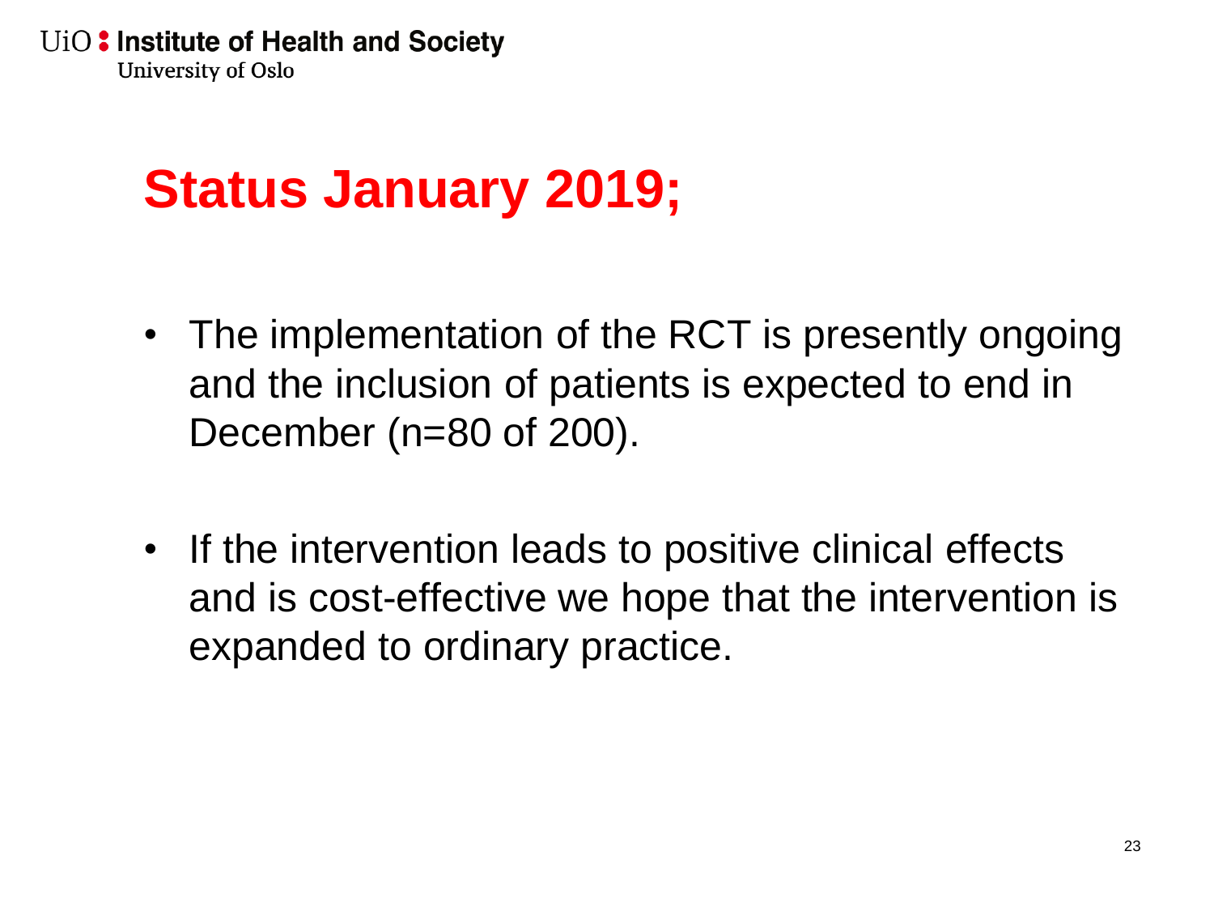# Status January 2019;

- The implementation of the RCT is presently ongoing and the inclusion of patients is expected to end in December (n=80 of 200).

- If the intervention leads to positive clinical effects and is cost-effective we hope that the intervention is expanded to ordinary practice.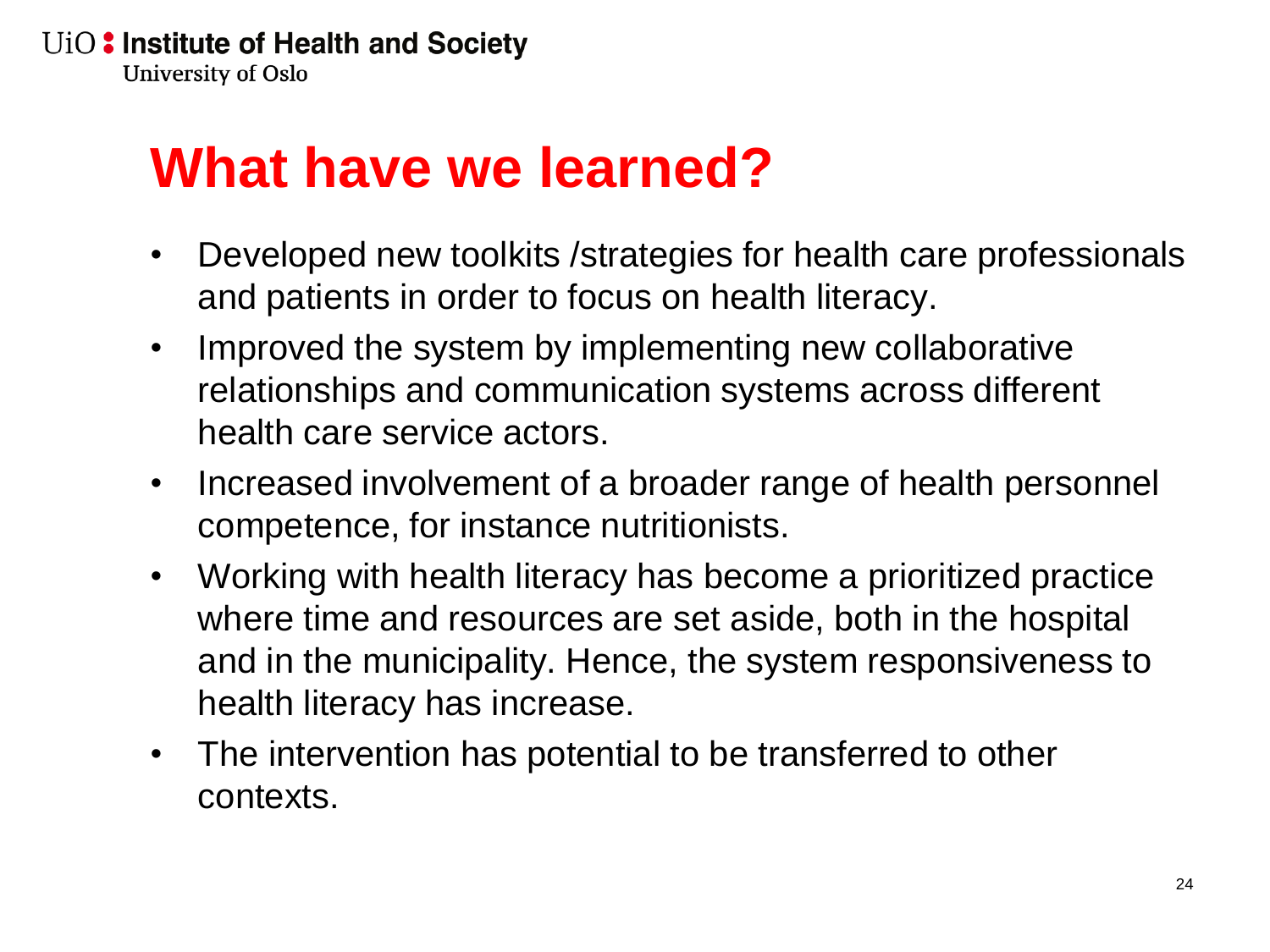# What have we learned?

- Developed new toolkits /strategies for health care professionals and patients in order to focus on health literacy.
- Improved the system by implementing new collaborative relationships and communication systems across different health care service actors.
- Increased involvement of a broader range of health personnel competence, for instance nutritionists.
- Working with health literacy has become a prioritized practice where time and resources are set aside, both in the hospital and in the municipality. Hence, the system responsiveness to health literacy has increase.
- The intervention has potential to be transferred to other contexts.